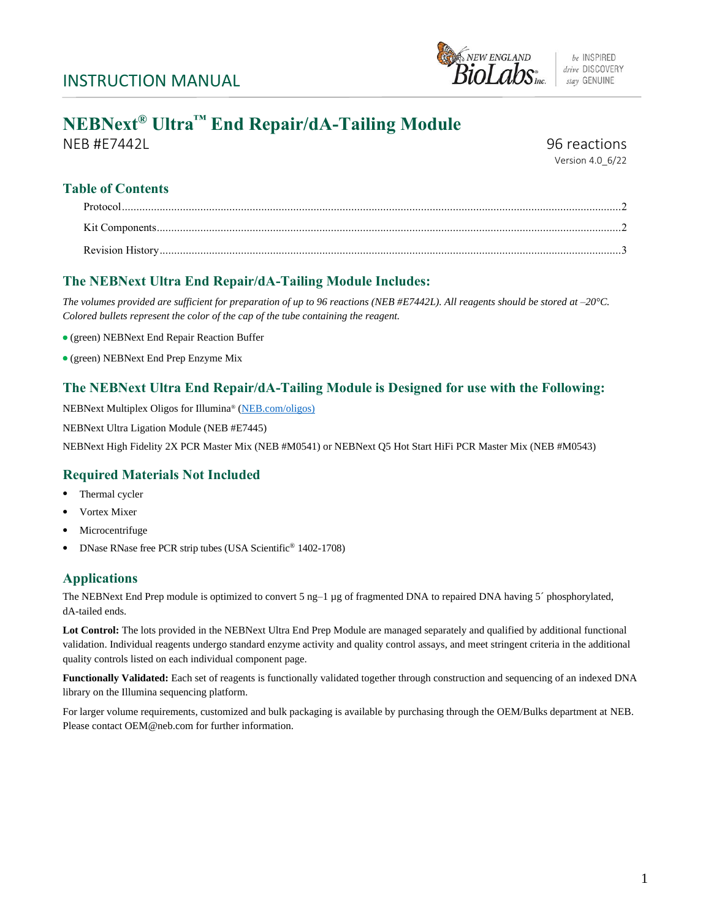INSTRUCTION MANUAL

# NEBNext® Ultra™ End Repair/dA-Tailing Module

NEB #E7442L

96 reactions

Version 4.0_6/22

## Table of Contents

Protocol.....2

Kit Components.....2

Revision History.....3

## The NEBNext Ultra End Repair/dA-Tailing Module Includes:

*The volumes provided are sufficient for preparation of up to 96 reactions (NEB #E7442L). All reagents should be stored at –20°C. Colored bullets represent the color of the cap of the tube containing the reagent.*

- (green) NEBNext End Repair Reaction Buffer
- (green) NEBNext End Prep Enzyme Mix

## The NEBNext Ultra End Repair/dA-Tailing Module is Designed for use with the Following:

NEBNext Multiplex Oligos for Illumina® (NEB.com/oligos)

NEBNext Ultra Ligation Module (NEB #E7445)

NEBNext High Fidelity 2X PCR Master Mix (NEB #M0541) or NEBNext Q5 Hot Start HiFi PCR Master Mix (NEB #M0543)

## Required Materials Not Included

- Thermal cycler
- Vortex Mixer
- Microcentrifuge
- DNase RNase free PCR strip tubes (USA Scientific® 1402-1708)

## Applications

The NEBNext End Prep module is optimized to convert 5 ng–1 µg of fragmented DNA to repaired DNA having 5´ phosphorylated, dA-tailed ends.

**Lot Control:** The lots provided in the NEBNext Ultra End Prep Module are managed separately and qualified by additional functional validation. Individual reagents undergo standard enzyme activity and quality control assays, and meet stringent criteria in the additional quality controls listed on each individual component page.

**Functionally Validated:** Each set of reagents is functionally validated together through construction and sequencing of an indexed DNA library on the Illumina sequencing platform.

For larger volume requirements, customized and bulk packaging is available by purchasing through the OEM/Bulks department at NEB. Please contact OEM@neb.com for further information.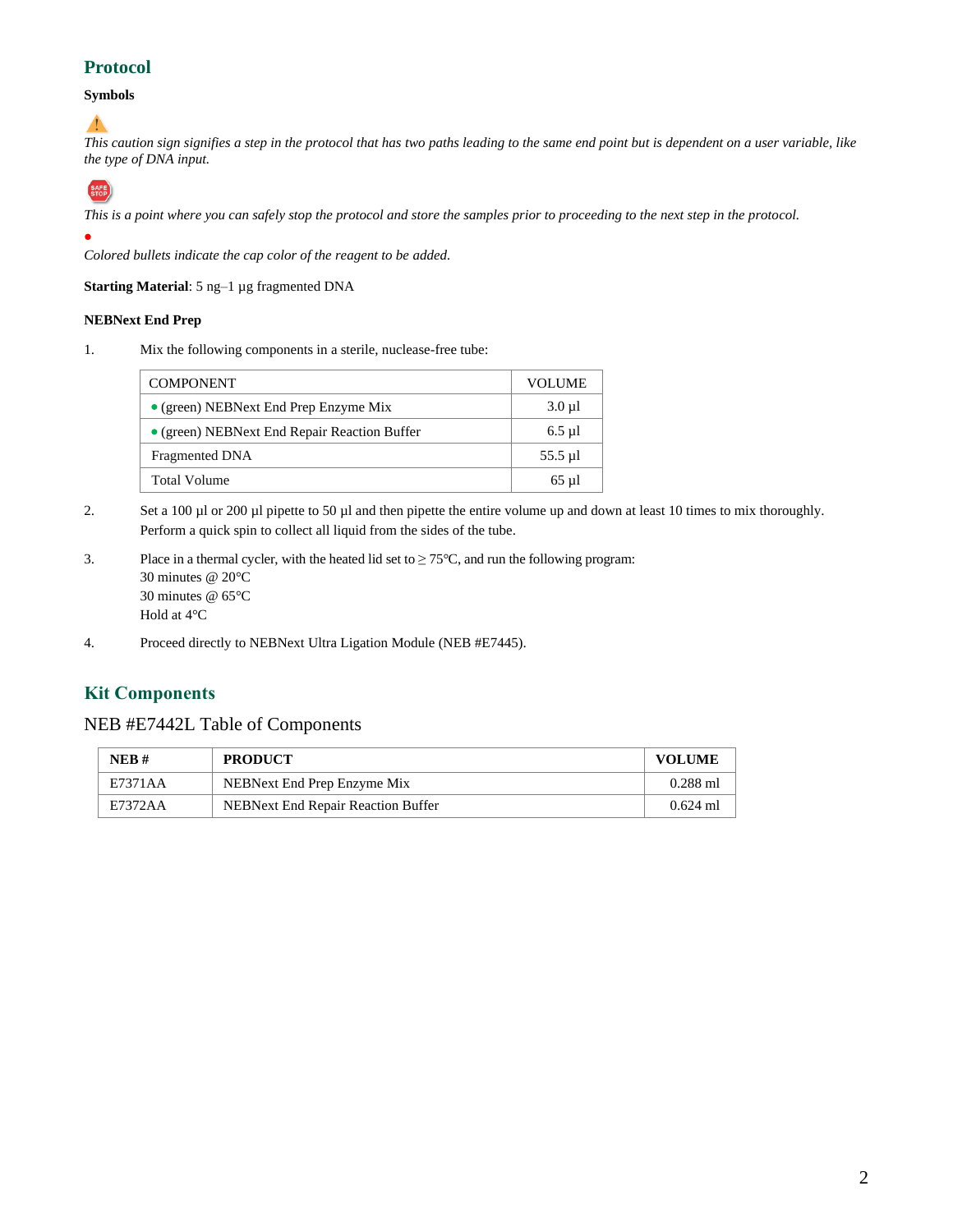## Protocol

**Symbols**

⚠

*This caution sign signifies a step in the protocol that has two paths leading to the same end point but is dependent on a user variable, like the type of DNA input.*

SAFE STOP

*This is a point where you can safely stop the protocol and store the samples prior to proceeding to the next step in the protocol.*

●

*Colored bullets indicate the cap color of the reagent to be added.*

**Starting Material**: 5 ng–1 µg fragmented DNA

### NEBNext End Prep

1. Mix the following components in a sterile, nuclease-free tube:

| COMPONENT | VOLUME |
|---|---|
| ● (green) NEBNext End Prep Enzyme Mix | 3.0 µl |
| ● (green) NEBNext End Repair Reaction Buffer | 6.5 µl |
| Fragmented DNA | 55.5 µl |
| Total Volume | 65 µl |

2. Set a 100 µl or 200 µl pipette to 50 µl and then pipette the entire volume up and down at least 10 times to mix thoroughly. Perform a quick spin to collect all liquid from the sides of the tube.

3. Place in a thermal cycler, with the heated lid set to ≥ 75°C, and run the following program:
   30 minutes @ 20°C
   30 minutes @ 65°C
   Hold at 4°C

4. Proceed directly to NEBNext Ultra Ligation Module (NEB #E7445).

## Kit Components

### NEB #E7442L Table of Components

| NEB # | PRODUCT | VOLUME |
|---|---|---|
| E7371AA | NEBNext End Prep Enzyme Mix | 0.288 ml |
| E7372AA | NEBNext End Repair Reaction Buffer | 0.624 ml |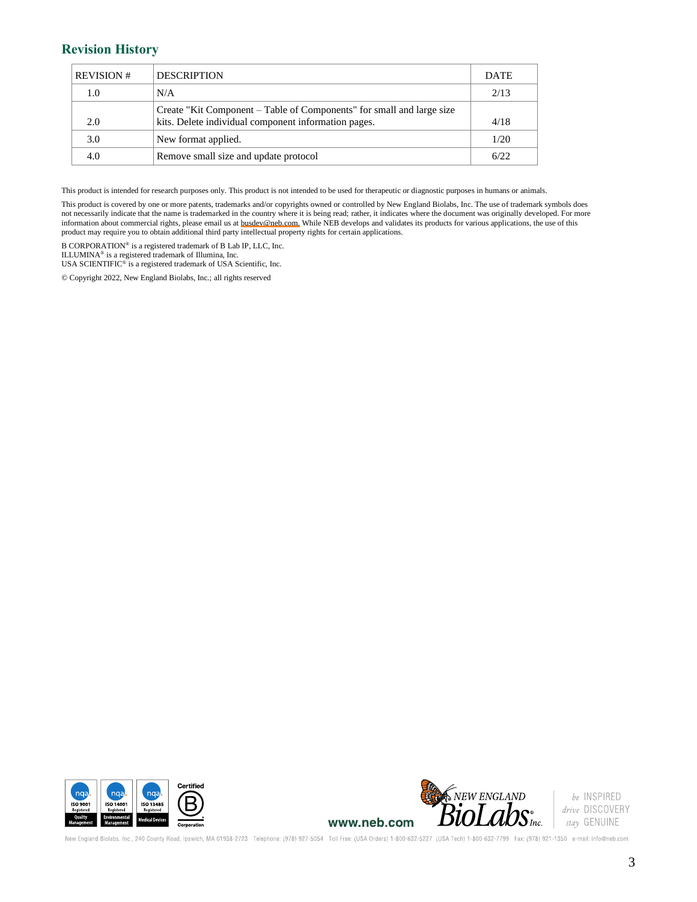## Revision History

| REVISION # | DESCRIPTION | DATE |
|---|---|---|
| 1.0 | N/A | 2/13 |
| 2.0 | Create "Kit Component – Table of Components" for small and large size kits. Delete individual component information pages. | 4/18 |
| 3.0 | New format applied. | 1/20 |
| 4.0 | Remove small size and update protocol | 6/22 |

This product is intended for research purposes only. This product is not intended to be used for therapeutic or diagnostic purposes in humans or animals.

This product is covered by one or more patents, trademarks and/or copyrights owned or controlled by New England Biolabs, Inc. The use of trademark symbols does not necessarily indicate that the name is trademarked in the country where it is being read; rather, it indicates where the document was originally developed. For more information about commercial rights, please email us at busdev@neb.com. While NEB develops and validates its products for various applications, the use of this product may require you to obtain additional third party intellectual property rights for certain applications.

B CORPORATION® is a registered trademark of B Lab IP, LLC, Inc.
ILLUMINA® is a registered trademark of Illumina, Inc.
USA SCIENTIFIC® is a registered trademark of USA Scientific, Inc.

© Copyright 2022, New England Biolabs, Inc.; all rights reserved

www.neb.com

New England Biolabs, Inc., 240 County Road, Ipswich, MA 01938-2723 Telephone: (978) 927-5054 Toll Free: (USA Orders) 1-800-632-5227 (USA Tech) 1-800-632-7799 Fax: (978) 921-1350 e-mail: info@neb.com